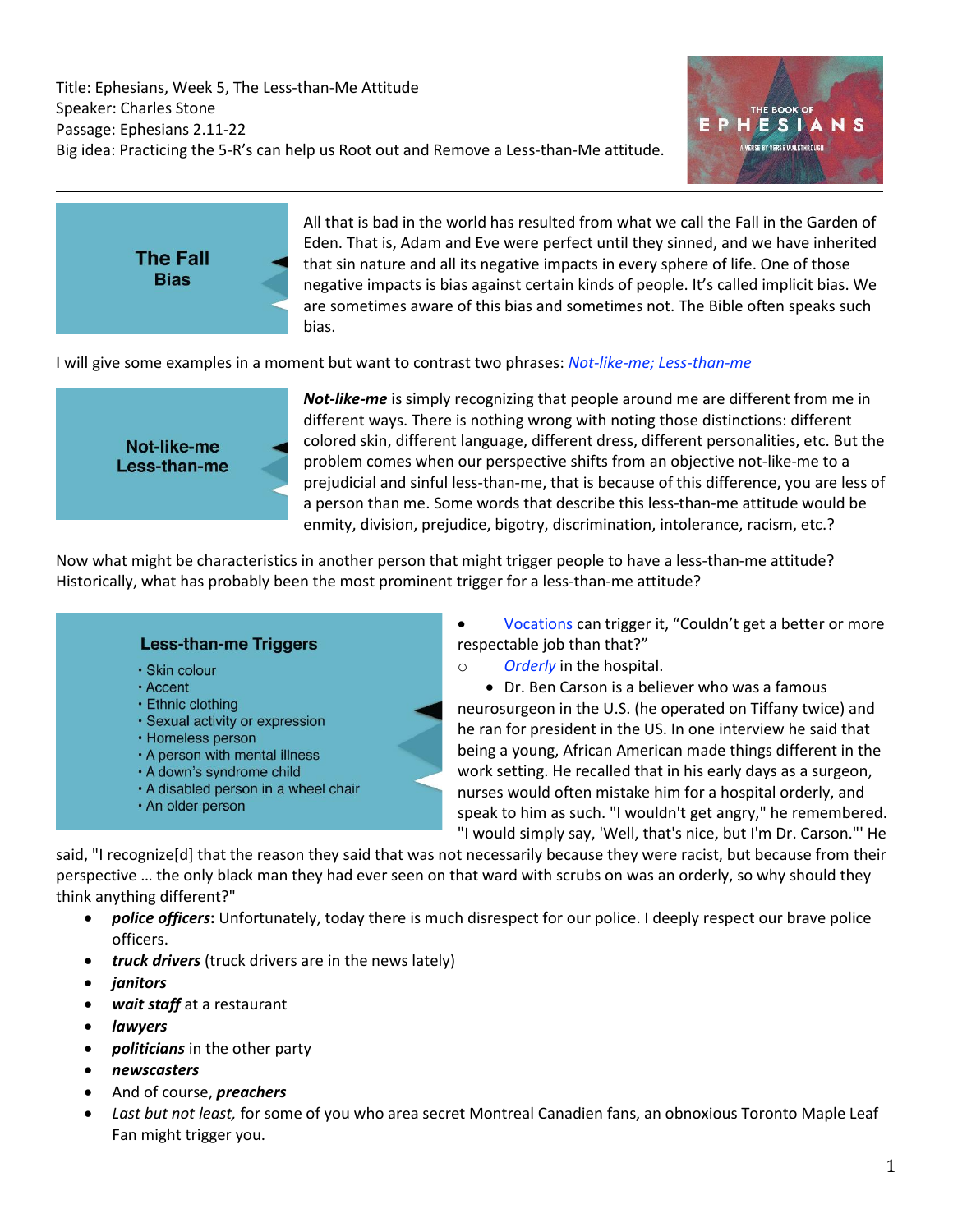Title: Ephesians, Week 5, The Less-than-Me Attitude
Speaker: Charles Stone
Passage: Ephesians 2.11-22
Big idea: Practicing the 5-R's can help us Root out and Remove a Less-than-Me attitude.

THE BOOK OF
EPHESIANS
A VERSE BY VERSE WALKTHROUGH

---

**The Fall**
**Bias**

All that is bad in the world has resulted from what we call the Fall in the Garden of Eden. That is, Adam and Eve were perfect until they sinned, and we have inherited that sin nature and all its negative impacts in every sphere of life. One of those negative impacts is bias against certain kinds of people. It's called implicit bias. We are sometimes aware of this bias and sometimes not. The Bible often speaks such bias.

I will give some examples in a moment but want to contrast two phrases: *Not-like-me; Less-than-me*

**Not-like-me**
**Less-than-me**

***Not-like-me*** is simply recognizing that people around me are different from me in different ways. There is nothing wrong with noting those distinctions: different colored skin, different language, different dress, different personalities, etc. But the problem comes when our perspective shifts from an objective not-like-me to a prejudicial and sinful less-than-me, that is because of this difference, you are less of a person than me. Some words that describe this less-than-me attitude would be enmity, division, prejudice, bigotry, discrimination, intolerance, racism, etc.?

Now what might be characteristics in another person that might trigger people to have a less-than-me attitude? Historically, what has probably been the most prominent trigger for a less-than-me attitude?

**Less-than-me Triggers**
- Skin colour
- Accent
- Ethnic clothing
- Sexual activity or expression
- Homeless person
- A person with mental illness
- A down's syndrome child
- A disabled person in a wheel chair
- An older person

- Vocations can trigger it, "Couldn't get a better or more respectable job than that?"
  - *Orderly* in the hospital.
    - Dr. Ben Carson is a believer who was a famous neurosurgeon in the U.S. (he operated on Tiffany twice) and he ran for president in the US. In one interview he said that being a young, African American made things different in the work setting. He recalled that in his early days as a surgeon, nurses would often mistake him for a hospital orderly, and speak to him as such. "I wouldn't get angry," he remembered. "I would simply say, 'Well, that's nice, but I'm Dr. Carson."' He said, "I recognize[d] that the reason they said that was not necessarily because they were racist, but because from their perspective … the only black man they had ever seen on that ward with scrubs on was an orderly, so why should they think anything different?"
- ***police officers***: Unfortunately, today there is much disrespect for our police. I deeply respect our brave police officers.
- ***truck drivers*** (truck drivers are in the news lately)
- ***janitors***
- ***wait staff*** at a restaurant
- ***lawyers***
- ***politicians*** in the other party
- ***newscasters***
- And of course, ***preachers***
- *Last but not least,* for some of you who area secret Montreal Canadien fans, an obnoxious Toronto Maple Leaf Fan might trigger you.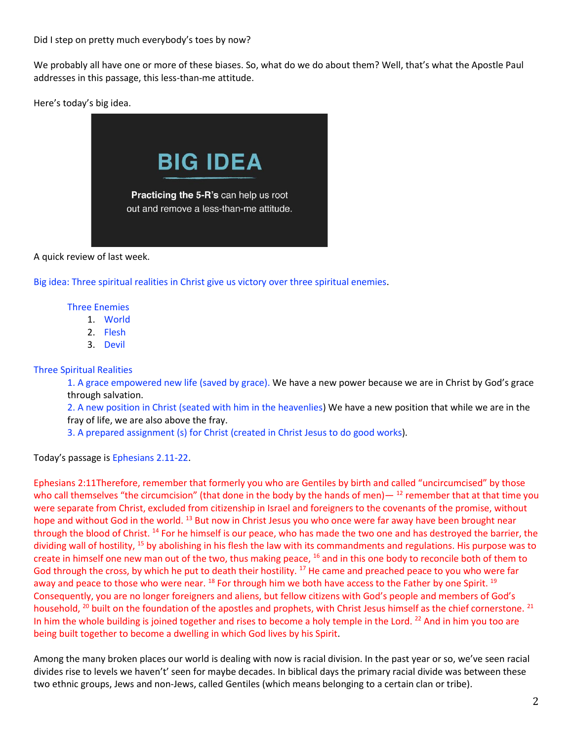Did I step on pretty much everybody's toes by now?

We probably all have one or more of these biases. So, what do we do about them? Well, that's what the Apostle Paul addresses in this passage, this less-than-me attitude.

Here's today's big idea.

**BIG IDEA**

**Practicing the 5-R's** can help us root out and remove a less-than-me attitude.

A quick review of last week.

Big idea: Three spiritual realities in Christ give us victory over three spiritual enemies.

Three Enemies

1. World
2. Flesh
3. Devil

Three Spiritual Realities

1. A grace empowered new life (saved by grace). We have a new power because we are in Christ by God's grace through salvation.
2. A new position in Christ (seated with him in the heavenlies) We have a new position that while we are in the fray of life, we are also above the fray.
3. A prepared assignment (s) for Christ (created in Christ Jesus to do good works).

Today's passage is Ephesians 2.11-22.

Ephesians 2:11Therefore, remember that formerly you who are Gentiles by birth and called "uncircumcised" by those who call themselves "the circumcision" (that done in the body by the hands of men)— [12] remember that at that time you were separate from Christ, excluded from citizenship in Israel and foreigners to the covenants of the promise, without hope and without God in the world. [13] But now in Christ Jesus you who once were far away have been brought near through the blood of Christ. [14] For he himself is our peace, who has made the two one and has destroyed the barrier, the dividing wall of hostility, [15] by abolishing in his flesh the law with its commandments and regulations. His purpose was to create in himself one new man out of the two, thus making peace, [16] and in this one body to reconcile both of them to God through the cross, by which he put to death their hostility. [17] He came and preached peace to you who were far away and peace to those who were near. [18] For through him we both have access to the Father by one Spirit. [19] Consequently, you are no longer foreigners and aliens, but fellow citizens with God's people and members of God's household, [20] built on the foundation of the apostles and prophets, with Christ Jesus himself as the chief cornerstone. [21] In him the whole building is joined together and rises to become a holy temple in the Lord. [22] And in him you too are being built together to become a dwelling in which God lives by his Spirit.

Among the many broken places our world is dealing with now is racial division. In the past year or so, we've seen racial divides rise to levels we haven't' seen for maybe decades. In biblical days the primary racial divide was between these two ethnic groups, Jews and non-Jews, called Gentiles (which means belonging to a certain clan or tribe).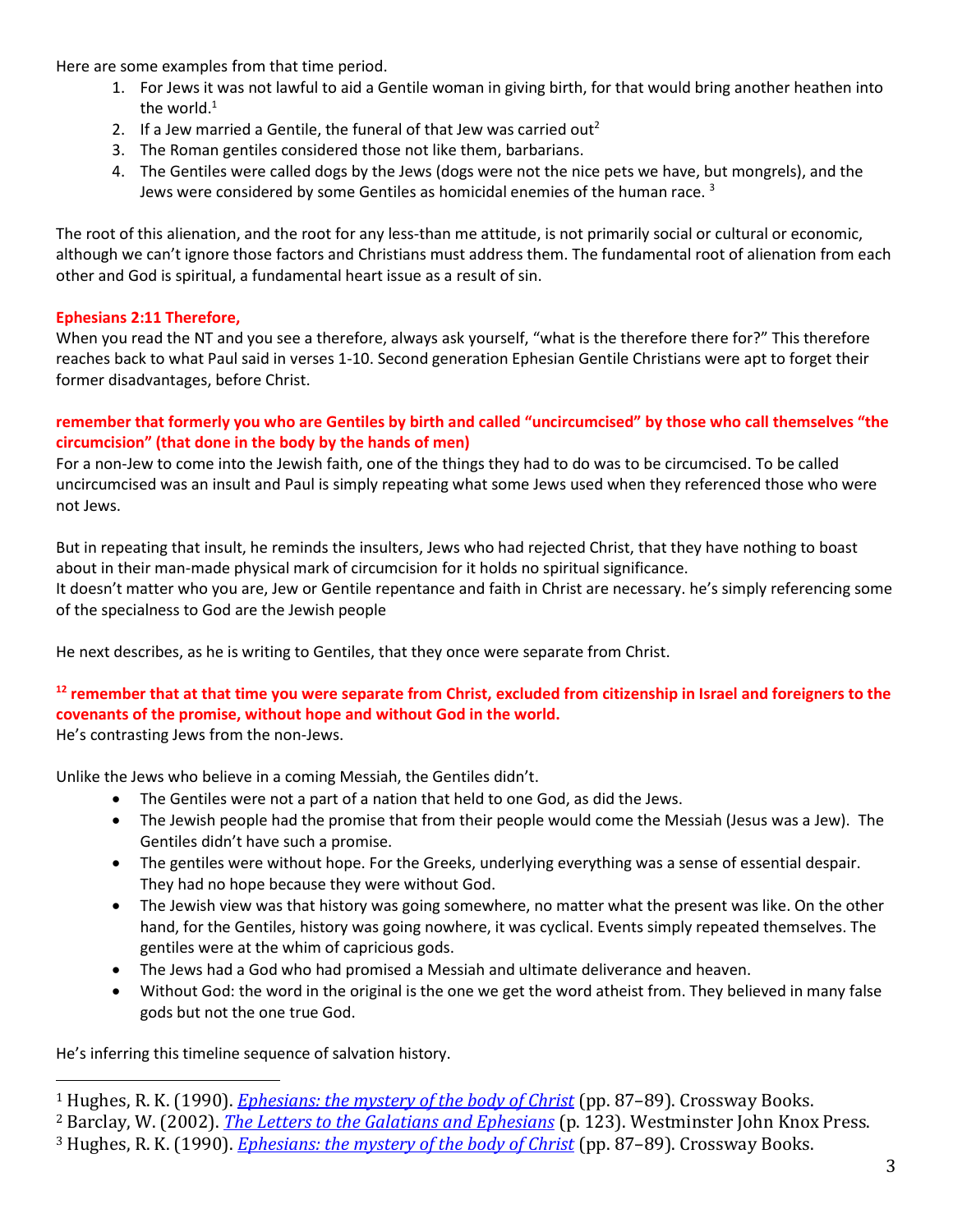Here are some examples from that time period.

1. For Jews it was not lawful to aid a Gentile woman in giving birth, for that would bring another heathen into the world.[1]
2. If a Jew married a Gentile, the funeral of that Jew was carried out[2]
3. The Roman gentiles considered those not like them, barbarians.
4. The Gentiles were called dogs by the Jews (dogs were not the nice pets we have, but mongrels), and the Jews were considered by some Gentiles as homicidal enemies of the human race. [3]

The root of this alienation, and the root for any less-than me attitude, is not primarily social or cultural or economic, although we can't ignore those factors and Christians must address them. The fundamental root of alienation from each other and God is spiritual, a fundamental heart issue as a result of sin.

**Ephesians 2:11 Therefore,**

When you read the NT and you see a therefore, always ask yourself, "what is the therefore there for?" This therefore reaches back to what Paul said in verses 1-10. Second generation Ephesian Gentile Christians were apt to forget their former disadvantages, before Christ.

**remember that formerly you who are Gentiles by birth and called "uncircumcised" by those who call themselves "the circumcision" (that done in the body by the hands of men)**

For a non-Jew to come into the Jewish faith, one of the things they had to do was to be circumcised. To be called uncircumcised was an insult and Paul is simply repeating what some Jews used when they referenced those who were not Jews.

But in repeating that insult, he reminds the insulters, Jews who had rejected Christ, that they have nothing to boast about in their man-made physical mark of circumcision for it holds no spiritual significance.
It doesn't matter who you are, Jew or Gentile repentance and faith in Christ are necessary. he's simply referencing some of the specialness to God are the Jewish people

He next describes, as he is writing to Gentiles, that they once were separate from Christ.

**[12] remember that at that time you were separate from Christ, excluded from citizenship in Israel and foreigners to the covenants of the promise, without hope and without God in the world.**
He's contrasting Jews from the non-Jews.

Unlike the Jews who believe in a coming Messiah, the Gentiles didn't.

- The Gentiles were not a part of a nation that held to one God, as did the Jews.
- The Jewish people had the promise that from their people would come the Messiah (Jesus was a Jew). The Gentiles didn't have such a promise.
- The gentiles were without hope. For the Greeks, underlying everything was a sense of essential despair. They had no hope because they were without God.
- The Jewish view was that history was going somewhere, no matter what the present was like. On the other hand, for the Gentiles, history was going nowhere, it was cyclical. Events simply repeated themselves. The gentiles were at the whim of capricious gods.
- The Jews had a God who had promised a Messiah and ultimate deliverance and heaven.
- Without God: the word in the original is the one we get the word atheist from. They believed in many false gods but not the one true God.

He's inferring this timeline sequence of salvation history.

---

[1] Hughes, R. K. (1990). *Ephesians: the mystery of the body of Christ* (pp. 87–89). Crossway Books.
[2] Barclay, W. (2002). *The Letters to the Galatians and Ephesians* (p. 123). Westminster John Knox Press.
[3] Hughes, R. K. (1990). *Ephesians: the mystery of the body of Christ* (pp. 87–89). Crossway Books.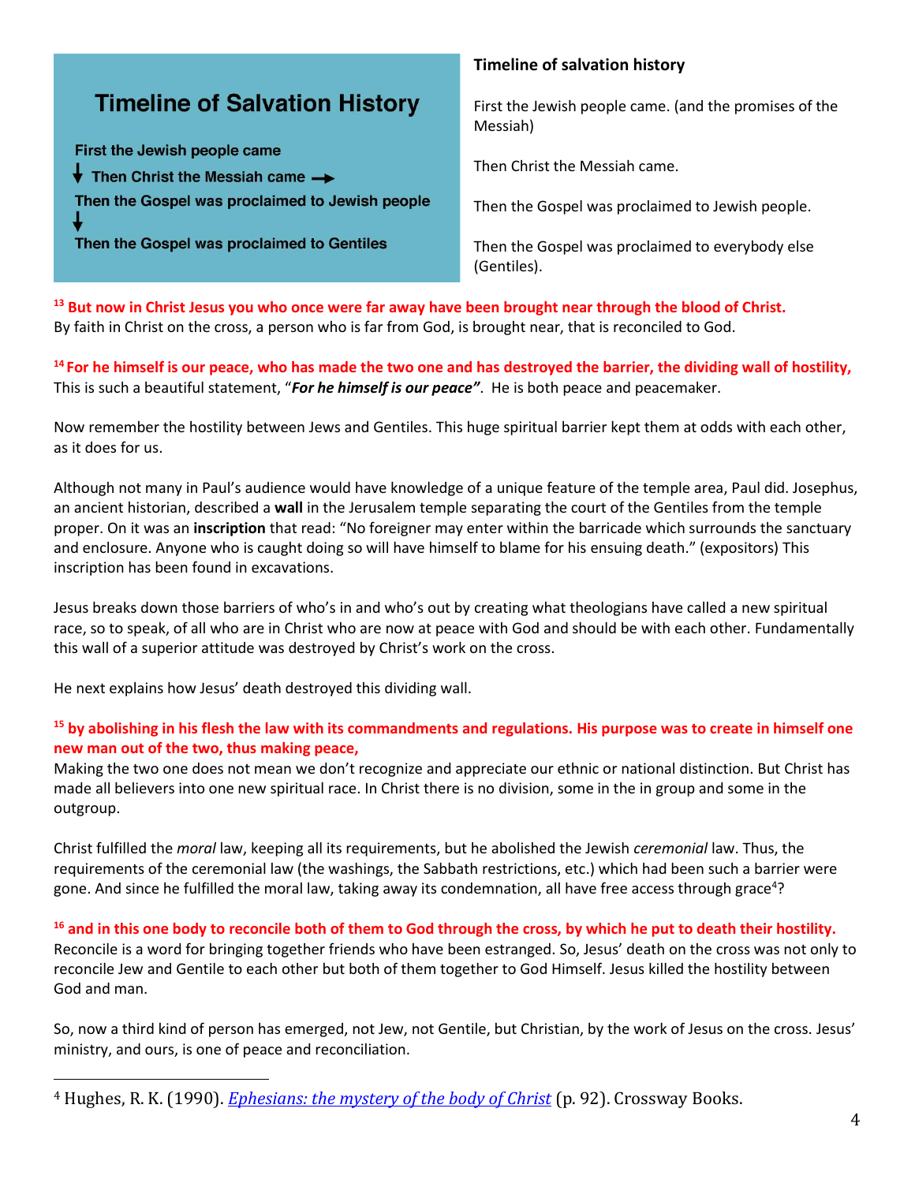**Timeline of Salvation History**

First the Jewish people came

↓ Then Christ the Messiah came →

Then the Gospel was proclaimed to Jewish people

↓

Then the Gospel was proclaimed to Gentiles

**Timeline of salvation history**

First the Jewish people came. (and the promises of the Messiah)

Then Christ the Messiah came.

Then the Gospel was proclaimed to Jewish people.

Then the Gospel was proclaimed to everybody else (Gentiles).

**[13] But now in Christ Jesus you who once were far away have been brought near through the blood of Christ.**
By faith in Christ on the cross, a person who is far from God, is brought near, that is reconciled to God.

**[14] For he himself is our peace, who has made the two one and has destroyed the barrier, the dividing wall of hostility,**
This is such a beautiful statement, "***For he himself is our peace"***. He is both peace and peacemaker.

Now remember the hostility between Jews and Gentiles. This huge spiritual barrier kept them at odds with each other, as it does for us.

Although not many in Paul's audience would have knowledge of a unique feature of the temple area, Paul did. Josephus, an ancient historian, described a **wall** in the Jerusalem temple separating the court of the Gentiles from the temple proper. On it was an **inscription** that read: "No foreigner may enter within the barricade which surrounds the sanctuary and enclosure. Anyone who is caught doing so will have himself to blame for his ensuing death." (expositors) This inscription has been found in excavations.

Jesus breaks down those barriers of who's in and who's out by creating what theologians have called a new spiritual race, so to speak, of all who are in Christ who are now at peace with God and should be with each other. Fundamentally this wall of a superior attitude was destroyed by Christ's work on the cross.

He next explains how Jesus' death destroyed this dividing wall.

**[15] by abolishing in his flesh the law with its commandments and regulations. His purpose was to create in himself one new man out of the two, thus making peace,**
Making the two one does not mean we don't recognize and appreciate our ethnic or national distinction. But Christ has made all believers into one new spiritual race. In Christ there is no division, some in the in group and some in the outgroup.

Christ fulfilled the *moral* law, keeping all its requirements, but he abolished the Jewish *ceremonial* law. Thus, the requirements of the ceremonial law (the washings, the Sabbath restrictions, etc.) which had been such a barrier were gone. And since he fulfilled the moral law, taking away its condemnation, all have free access through grace[4]?

**[16] and in this one body to reconcile both of them to God through the cross, by which he put to death their hostility.**
Reconcile is a word for bringing together friends who have been estranged. So, Jesus' death on the cross was not only to reconcile Jew and Gentile to each other but both of them together to God Himself. Jesus killed the hostility between God and man.

So, now a third kind of person has emerged, not Jew, not Gentile, but Christian, by the work of Jesus on the cross. Jesus' ministry, and ours, is one of peace and reconciliation.

---

[4] Hughes, R. K. (1990). *Ephesians: the mystery of the body of Christ* (p. 92). Crossway Books.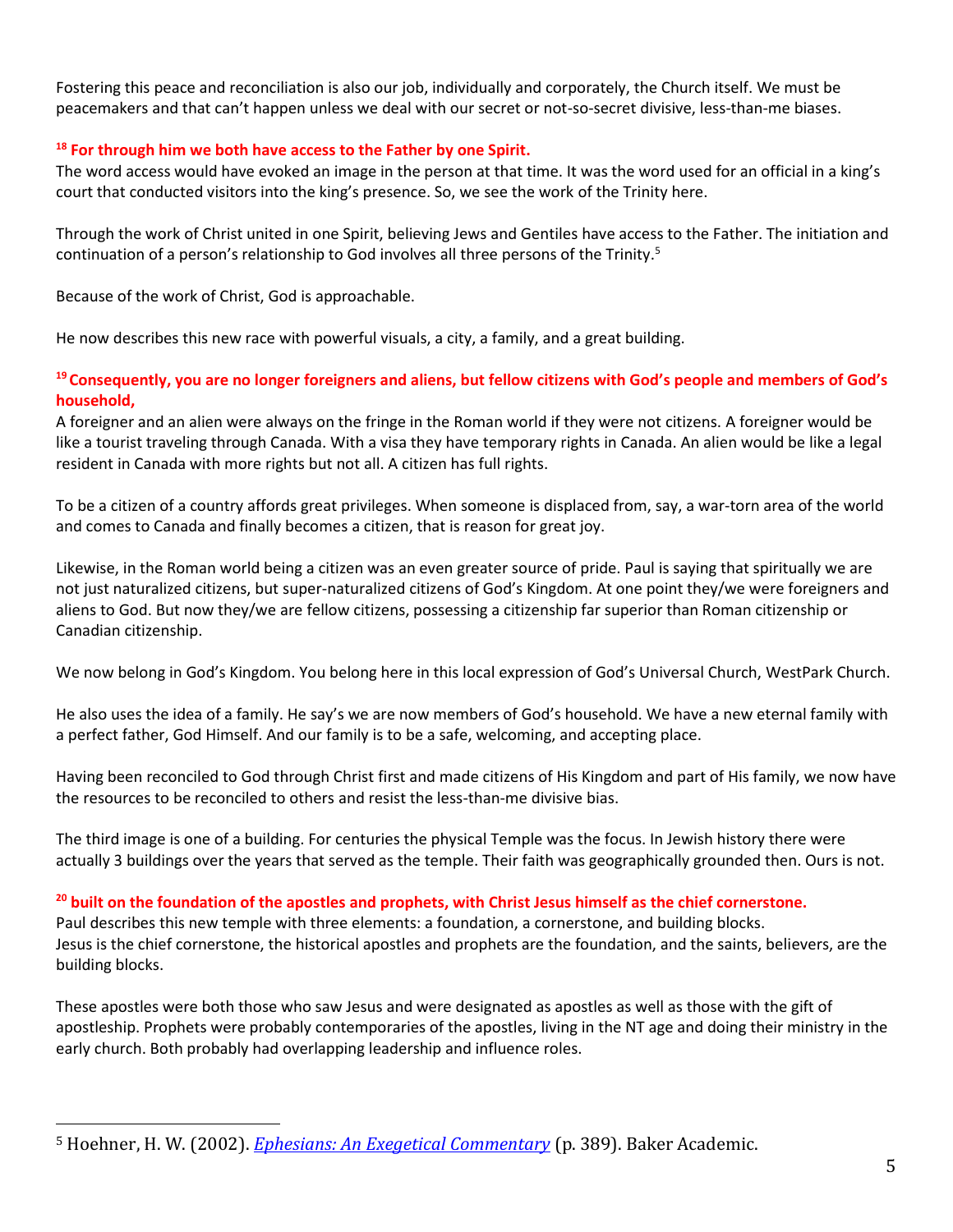Fostering this peace and reconciliation is also our job, individually and corporately, the Church itself. We must be peacemakers and that can't happen unless we deal with our secret or not-so-secret divisive, less-than-me biases.

**[18] For through him we both have access to the Father by one Spirit.**

The word access would have evoked an image in the person at that time. It was the word used for an official in a king's court that conducted visitors into the king's presence. So, we see the work of the Trinity here.

Through the work of Christ united in one Spirit, believing Jews and Gentiles have access to the Father. The initiation and continuation of a person's relationship to God involves all three persons of the Trinity.[5]

Because of the work of Christ, God is approachable.

He now describes this new race with powerful visuals, a city, a family, and a great building.

**[19] Consequently, you are no longer foreigners and aliens, but fellow citizens with God's people and members of God's household,**

A foreigner and an alien were always on the fringe in the Roman world if they were not citizens. A foreigner would be like a tourist traveling through Canada. With a visa they have temporary rights in Canada. An alien would be like a legal resident in Canada with more rights but not all. A citizen has full rights.

To be a citizen of a country affords great privileges. When someone is displaced from, say, a war-torn area of the world and comes to Canada and finally becomes a citizen, that is reason for great joy.

Likewise, in the Roman world being a citizen was an even greater source of pride. Paul is saying that spiritually we are not just naturalized citizens, but super-naturalized citizens of God's Kingdom. At one point they/we were foreigners and aliens to God. But now they/we are fellow citizens, possessing a citizenship far superior than Roman citizenship or Canadian citizenship.

We now belong in God's Kingdom. You belong here in this local expression of God's Universal Church, WestPark Church.

He also uses the idea of a family. He say's we are now members of God's household. We have a new eternal family with a perfect father, God Himself. And our family is to be a safe, welcoming, and accepting place.

Having been reconciled to God through Christ first and made citizens of His Kingdom and part of His family, we now have the resources to be reconciled to others and resist the less-than-me divisive bias.

The third image is one of a building. For centuries the physical Temple was the focus. In Jewish history there were actually 3 buildings over the years that served as the temple. Their faith was geographically grounded then. Ours is not.

**[20] built on the foundation of the apostles and prophets, with Christ Jesus himself as the chief cornerstone.**

Paul describes this new temple with three elements: a foundation, a cornerstone, and building blocks.
Jesus is the chief cornerstone, the historical apostles and prophets are the foundation, and the saints, believers, are the building blocks.

These apostles were both those who saw Jesus and were designated as apostles as well as those with the gift of apostleship. Prophets were probably contemporaries of the apostles, living in the NT age and doing their ministry in the early church. Both probably had overlapping leadership and influence roles.

---

[5] Hoehner, H. W. (2002). *Ephesians: An Exegetical Commentary* (p. 389). Baker Academic.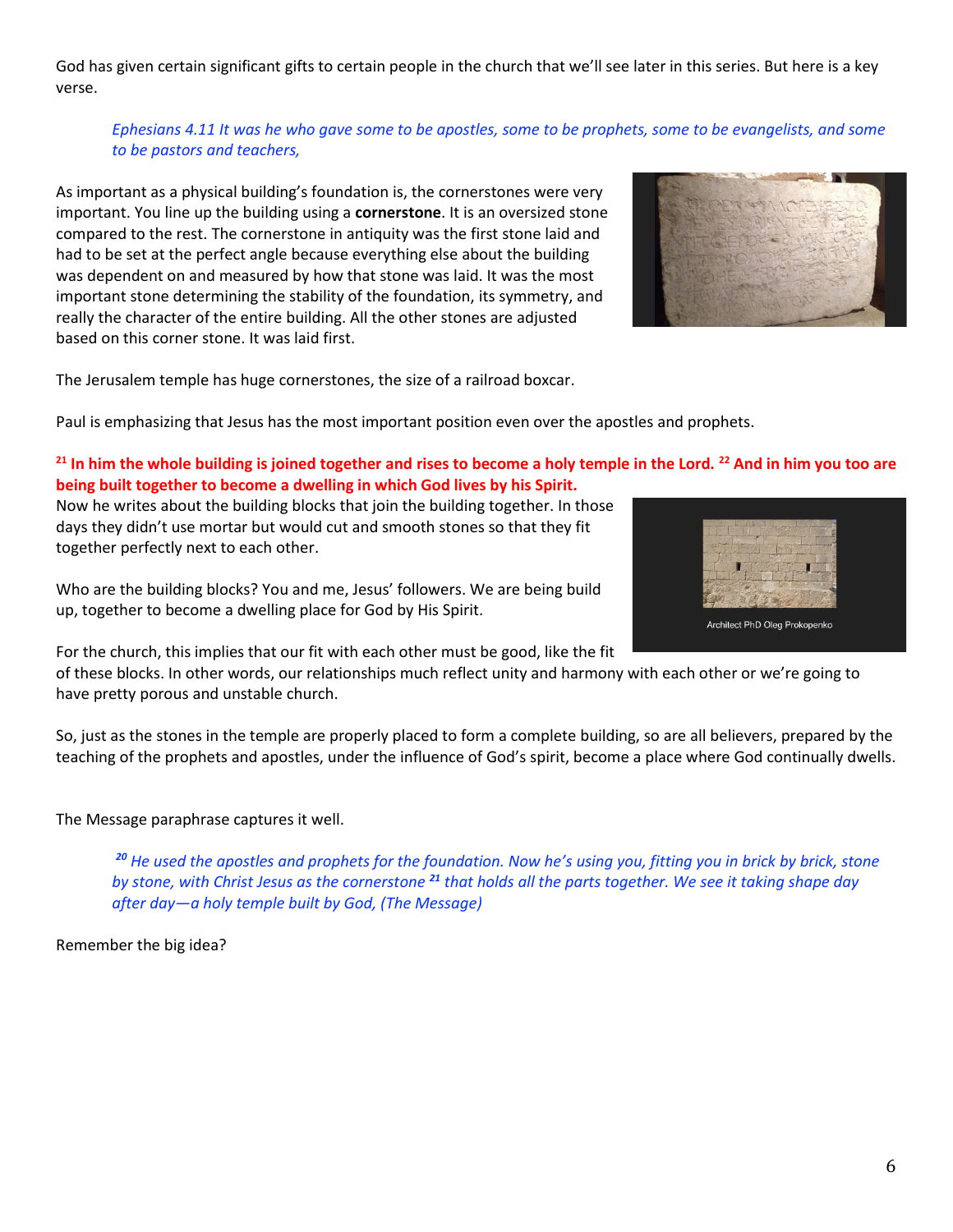God has given certain significant gifts to certain people in the church that we'll see later in this series. But here is a key verse.

> *Ephesians 4.11 It was he who gave some to be apostles, some to be prophets, some to be evangelists, and some to be pastors and teachers,*

As important as a physical building's foundation is, the cornerstones were very important. You line up the building using a **cornerstone**. It is an oversized stone compared to the rest. The cornerstone in antiquity was the first stone laid and had to be set at the perfect angle because everything else about the building was dependent on and measured by how that stone was laid. It was the most important stone determining the stability of the foundation, its symmetry, and really the character of the entire building. All the other stones are adjusted based on this corner stone. It was laid first.

The Jerusalem temple has huge cornerstones, the size of a railroad boxcar.

Paul is emphasizing that Jesus has the most important position even over the apostles and prophets.

**[21] In him the whole building is joined together and rises to become a holy temple in the Lord. [22] And in him you too are being built together to become a dwelling in which God lives by his Spirit.**

Now he writes about the building blocks that join the building together. In those days they didn't use mortar but would cut and smooth stones so that they fit together perfectly next to each other.

Who are the building blocks? You and me, Jesus' followers. We are being build up, together to become a dwelling place for God by His Spirit.

Architect PhD Oleg Prokopenko

For the church, this implies that our fit with each other must be good, like the fit of these blocks. In other words, our relationships much reflect unity and harmony with each other or we're going to have pretty porous and unstable church.

So, just as the stones in the temple are properly placed to form a complete building, so are all believers, prepared by the teaching of the prophets and apostles, under the influence of God's spirit, become a place where God continually dwells.

The Message paraphrase captures it well.

> *[20] He used the apostles and prophets for the foundation. Now he's using you, fitting you in brick by brick, stone by stone, with Christ Jesus as the cornerstone [21] that holds all the parts together. We see it taking shape day after day—a holy temple built by God, (The Message)*

Remember the big idea?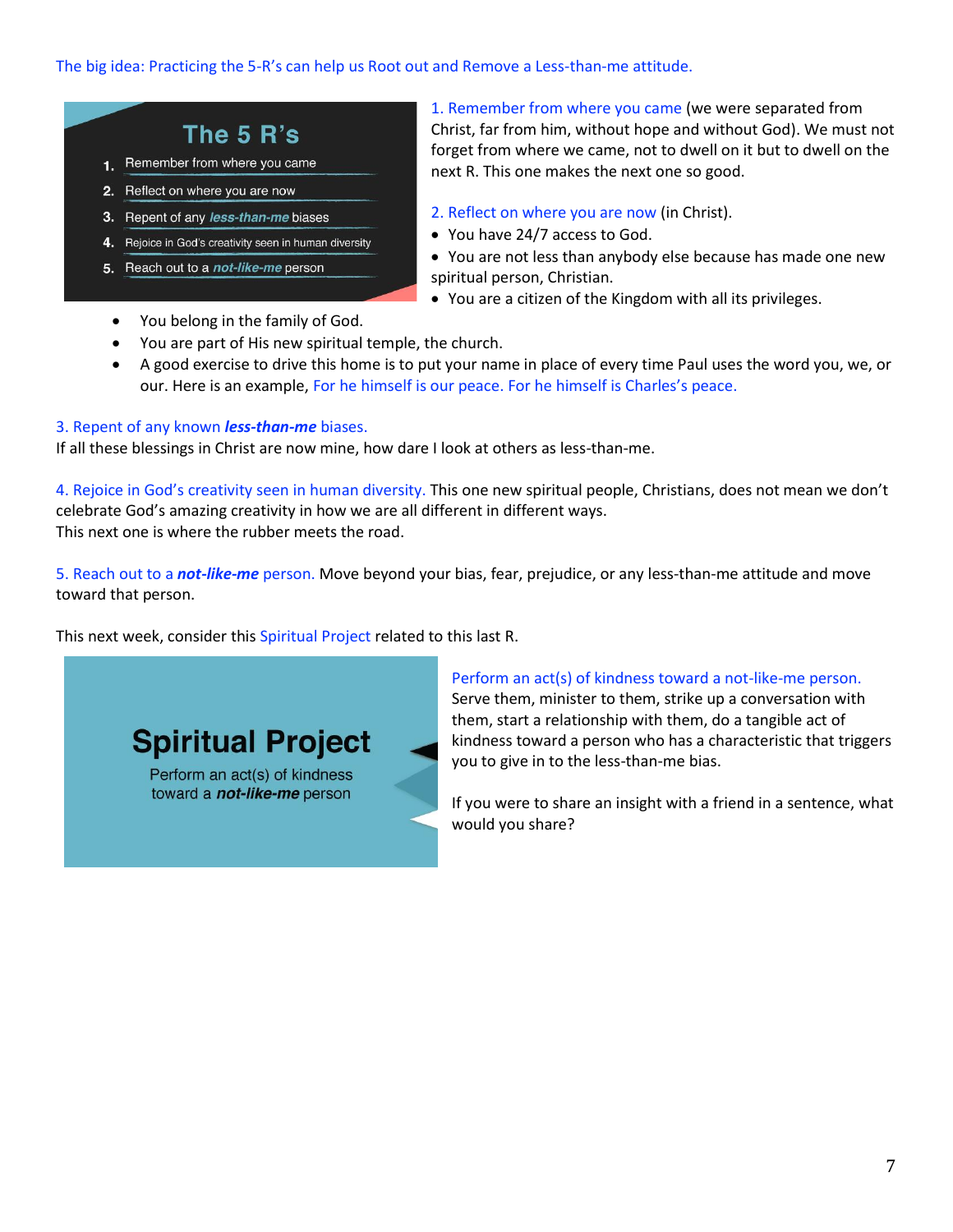The big idea: Practicing the 5-R's can help us Root out and Remove a Less-than-me attitude.

**The 5 R's**

1. Remember from where you came
2. Reflect on where you are now
3. Repent of any ***less-than-me*** biases
4. Rejoice in God's creativity seen in human diversity
5. Reach out to a ***not-like-me*** person

1. Remember from where you came (we were separated from Christ, far from him, without hope and without God). We must not forget from where we came, not to dwell on it but to dwell on the next R. This one makes the next one so good.

2. Reflect on where you are now (in Christ).

- You have 24/7 access to God.
- You are not less than anybody else because has made one new spiritual person, Christian.
- You are a citizen of the Kingdom with all its privileges.
- You belong in the family of God.
- You are part of His new spiritual temple, the church.
- A good exercise to drive this home is to put your name in place of every time Paul uses the word you, we, or our. Here is an example, For he himself is our peace. For he himself is Charles's peace.

3. Repent of any known ***less-than-me*** biases.
If all these blessings in Christ are now mine, how dare I look at others as less-than-me.

4. Rejoice in God's creativity seen in human diversity. This one new spiritual people, Christians, does not mean we don't celebrate God's amazing creativity in how we are all different in different ways.
This next one is where the rubber meets the road.

5. Reach out to a ***not-like-me*** person. Move beyond your bias, fear, prejudice, or any less-than-me attitude and move toward that person.

This next week, consider this Spiritual Project related to this last R.

**Spiritual Project**

Perform an act(s) of kindness toward a ***not-like-me*** person

Perform an act(s) of kindness toward a not-like-me person. Serve them, minister to them, strike up a conversation with them, start a relationship with them, do a tangible act of kindness toward a person who has a characteristic that triggers you to give in to the less-than-me bias.

If you were to share an insight with a friend in a sentence, what would you share?